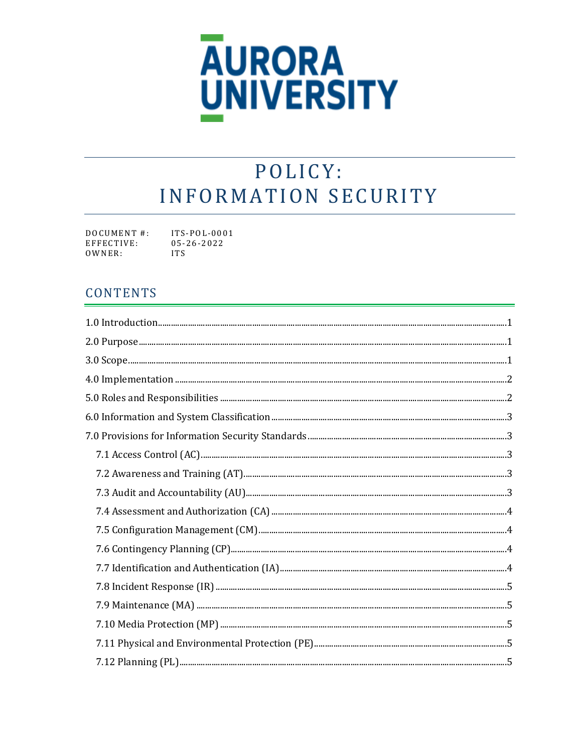AURORA UNIVERSITY

# POLICY: INFORMATION SECURITY

DOCUMENT #: ITS-POL-0001
EFFECTIVE: 05-26-2022
OWNER: ITS

## CONTENTS

1.0 Introduction.....1

2.0 Purpose.....1

3.0 Scope.....1

4.0 Implementation.....2

5.0 Roles and Responsibilities.....2

6.0 Information and System Classification.....3

7.0 Provisions for Information Security Standards.....3

- 7.1 Access Control (AC).....3
- 7.2 Awareness and Training (AT).....3
- 7.3 Audit and Accountability (AU).....3
- 7.4 Assessment and Authorization (CA).....4
- 7.5 Configuration Management (CM).....4
- 7.6 Contingency Planning (CP).....4
- 7.7 Identification and Authentication (IA).....4
- 7.8 Incident Response (IR).....5
- 7.9 Maintenance (MA).....5
- 7.10 Media Protection (MP).....5
- 7.11 Physical and Environmental Protection (PE).....5
- 7.12 Planning (PL).....5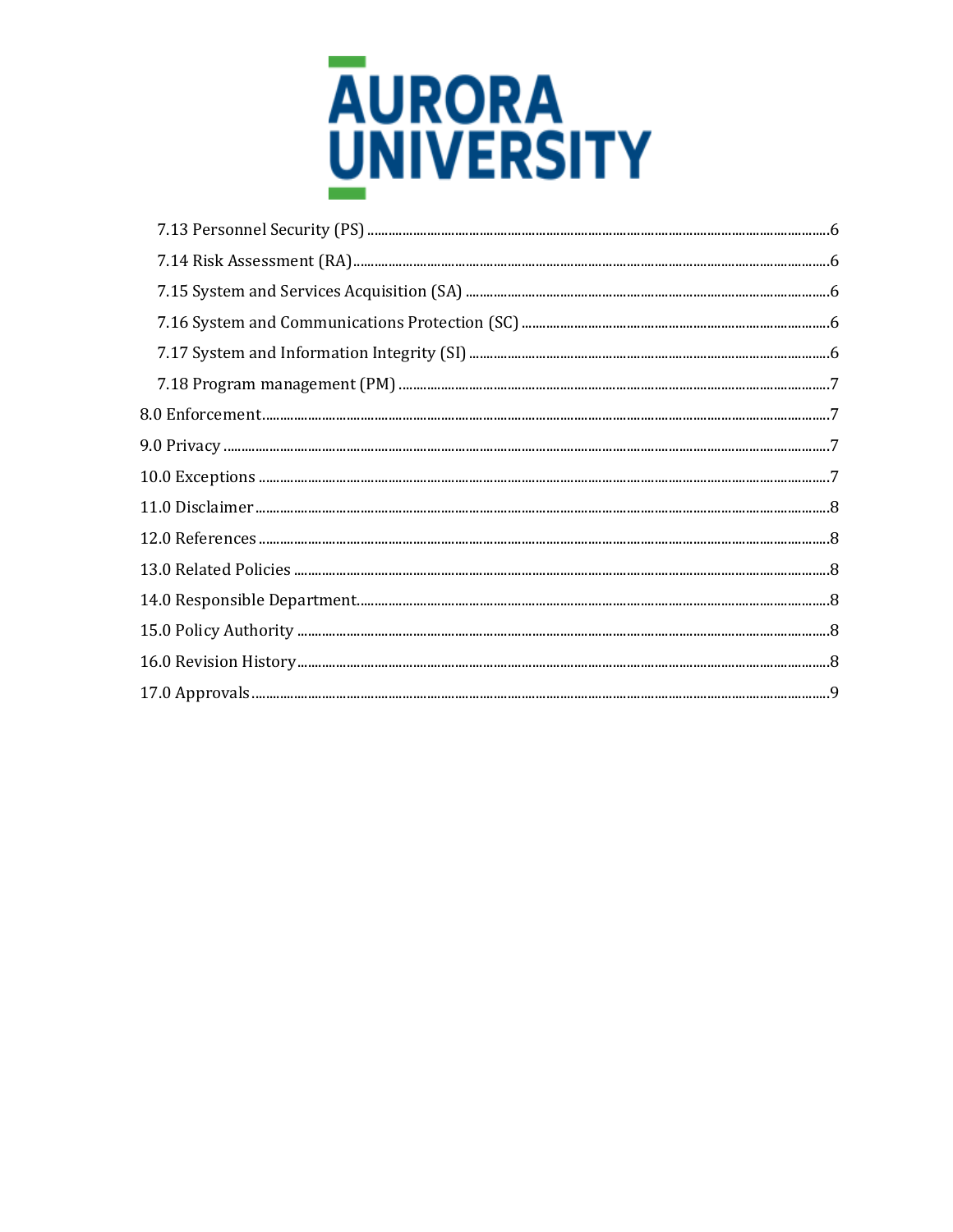- 7.13 Personnel Security (PS) ........ 6
- 7.14 Risk Assessment (RA) ........ 6
- 7.15 System and Services Acquisition (SA) ........ 6
- 7.16 System and Communications Protection (SC) ........ 6
- 7.17 System and Information Integrity (SI) ........ 6
- 7.18 Program management (PM) ........ 7

8.0 Enforcement ........ 7

9.0 Privacy ........ 7

10.0 Exceptions ........ 7

11.0 Disclaimer ........ 8

12.0 References ........ 8

13.0 Related Policies ........ 8

14.0 Responsible Department ........ 8

15.0 Policy Authority ........ 8

16.0 Revision History ........ 8

17.0 Approvals ........ 9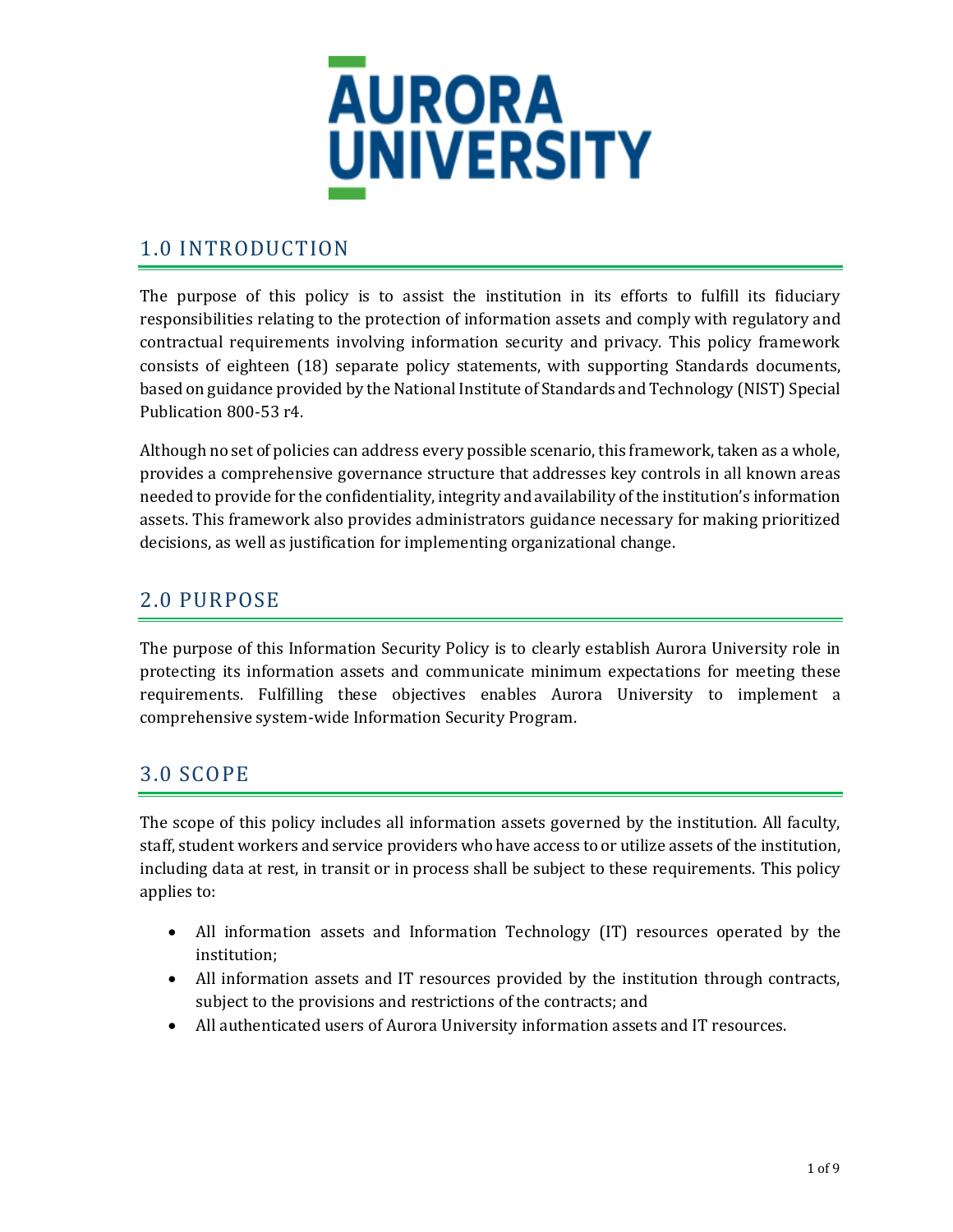# AURORA UNIVERSITY

## 1.0 INTRODUCTION

The purpose of this policy is to assist the institution in its efforts to fulfill its fiduciary responsibilities relating to the protection of information assets and comply with regulatory and contractual requirements involving information security and privacy. This policy framework consists of eighteen (18) separate policy statements, with supporting Standards documents, based on guidance provided by the National Institute of Standards and Technology (NIST) Special Publication 800-53 r4.

Although no set of policies can address every possible scenario, this framework, taken as a whole, provides a comprehensive governance structure that addresses key controls in all known areas needed to provide for the confidentiality, integrity and availability of the institution's information assets. This framework also provides administrators guidance necessary for making prioritized decisions, as well as justification for implementing organizational change.

## 2.0 PURPOSE

The purpose of this Information Security Policy is to clearly establish Aurora University role in protecting its information assets and communicate minimum expectations for meeting these requirements. Fulfilling these objectives enables Aurora University to implement a comprehensive system-wide Information Security Program.

## 3.0 SCOPE

The scope of this policy includes all information assets governed by the institution. All faculty, staff, student workers and service providers who have access to or utilize assets of the institution, including data at rest, in transit or in process shall be subject to these requirements. This policy applies to:

- All information assets and Information Technology (IT) resources operated by the institution;
- All information assets and IT resources provided by the institution through contracts, subject to the provisions and restrictions of the contracts; and
- All authenticated users of Aurora University information assets and IT resources.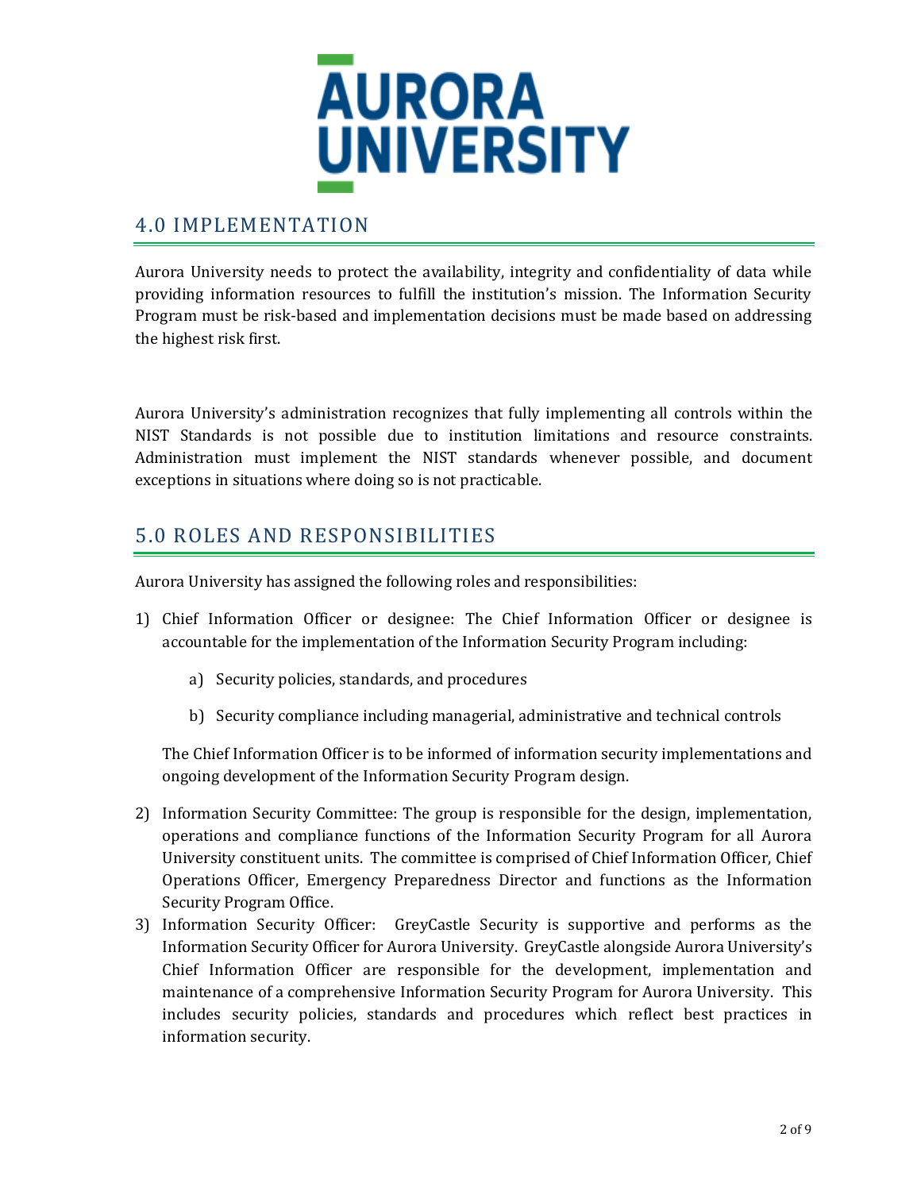## 4.0 IMPLEMENTATION

Aurora University needs to protect the availability, integrity and confidentiality of data while providing information resources to fulfill the institution's mission. The Information Security Program must be risk-based and implementation decisions must be made based on addressing the highest risk first.

Aurora University's administration recognizes that fully implementing all controls within the NIST Standards is not possible due to institution limitations and resource constraints. Administration must implement the NIST standards whenever possible, and document exceptions in situations where doing so is not practicable.

## 5.0 ROLES AND RESPONSIBILITIES

Aurora University has assigned the following roles and responsibilities:

1) Chief Information Officer or designee: The Chief Information Officer or designee is accountable for the implementation of the Information Security Program including:

    a) Security policies, standards, and procedures

    b) Security compliance including managerial, administrative and technical controls

    The Chief Information Officer is to be informed of information security implementations and ongoing development of the Information Security Program design.

2) Information Security Committee: The group is responsible for the design, implementation, operations and compliance functions of the Information Security Program for all Aurora University constituent units. The committee is comprised of Chief Information Officer, Chief Operations Officer, Emergency Preparedness Director and functions as the Information Security Program Office.

3) Information Security Officer: GreyCastle Security is supportive and performs as the Information Security Officer for Aurora University. GreyCastle alongside Aurora University's Chief Information Officer are responsible for the development, implementation and maintenance of a comprehensive Information Security Program for Aurora University. This includes security policies, standards and procedures which reflect best practices in information security.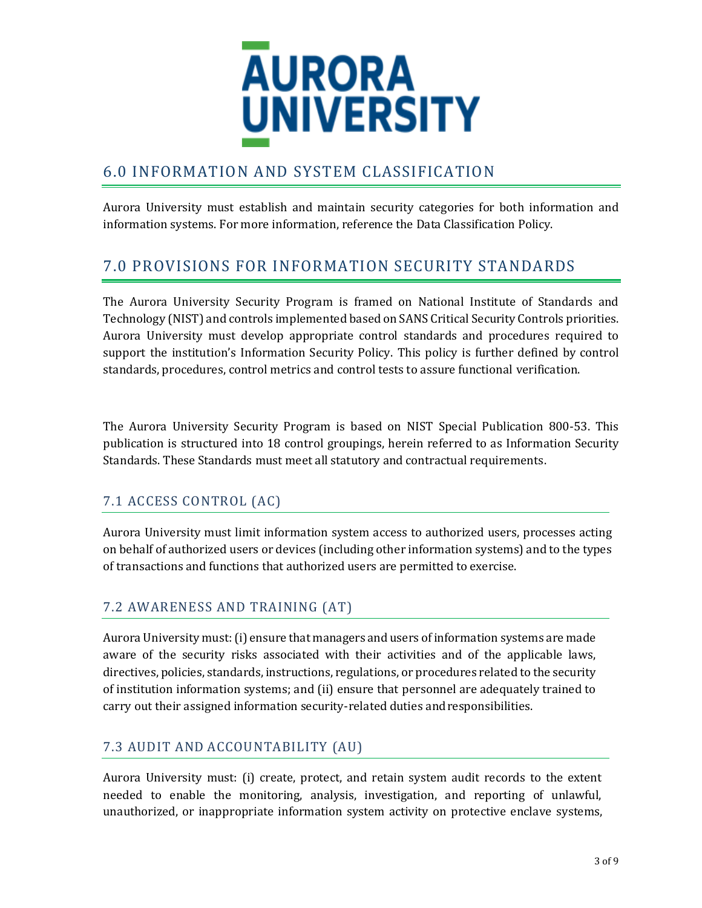## 6.0 INFORMATION AND SYSTEM CLASSIFICATION

Aurora University must establish and maintain security categories for both information and information systems. For more information, reference the Data Classification Policy.

## 7.0 PROVISIONS FOR INFORMATION SECURITY STANDARDS

The Aurora University Security Program is framed on National Institute of Standards and Technology (NIST) and controls implemented based on SANS Critical Security Controls priorities. Aurora University must develop appropriate control standards and procedures required to support the institution's Information Security Policy. This policy is further defined by control standards, procedures, control metrics and control tests to assure functional verification.

The Aurora University Security Program is based on NIST Special Publication 800-53. This publication is structured into 18 control groupings, herein referred to as Information Security Standards. These Standards must meet all statutory and contractual requirements.

### 7.1 ACCESS CONTROL (AC)

Aurora University must limit information system access to authorized users, processes acting on behalf of authorized users or devices (including other information systems) and to the types of transactions and functions that authorized users are permitted to exercise.

### 7.2 AWARENESS AND TRAINING (AT)

Aurora University must: (i) ensure that managers and users of information systems are made aware of the security risks associated with their activities and of the applicable laws, directives, policies, standards, instructions, regulations, or procedures related to the security of institution information systems; and (ii) ensure that personnel are adequately trained to carry out their assigned information security-related duties and responsibilities.

### 7.3 AUDIT AND ACCOUNTABILITY (AU)

Aurora University must: (i) create, protect, and retain system audit records to the extent needed to enable the monitoring, analysis, investigation, and reporting of unlawful, unauthorized, or inappropriate information system activity on protective enclave systems,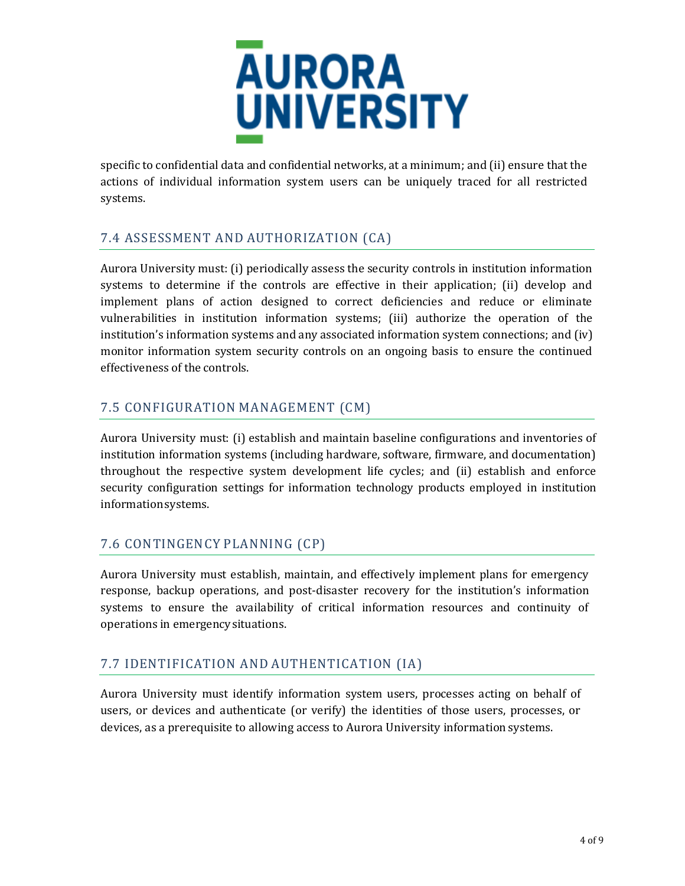specific to confidential data and confidential networks, at a minimum; and (ii) ensure that the actions of individual information system users can be uniquely traced for all restricted systems.

## 7.4 ASSESSMENT AND AUTHORIZATION (CA)

Aurora University must: (i) periodically assess the security controls in institution information systems to determine if the controls are effective in their application; (ii) develop and implement plans of action designed to correct deficiencies and reduce or eliminate vulnerabilities in institution information systems; (iii) authorize the operation of the institution's information systems and any associated information system connections; and (iv) monitor information system security controls on an ongoing basis to ensure the continued effectiveness of the controls.

## 7.5 CONFIGURATION MANAGEMENT (CM)

Aurora University must: (i) establish and maintain baseline configurations and inventories of institution information systems (including hardware, software, firmware, and documentation) throughout the respective system development life cycles; and (ii) establish and enforce security configuration settings for information technology products employed in institution information systems.

## 7.6 CONTINGENCY PLANNING (CP)

Aurora University must establish, maintain, and effectively implement plans for emergency response, backup operations, and post-disaster recovery for the institution's information systems to ensure the availability of critical information resources and continuity of operations in emergency situations.

## 7.7 IDENTIFICATION AND AUTHENTICATION (IA)

Aurora University must identify information system users, processes acting on behalf of users, or devices and authenticate (or verify) the identities of those users, processes, or devices, as a prerequisite to allowing access to Aurora University information systems.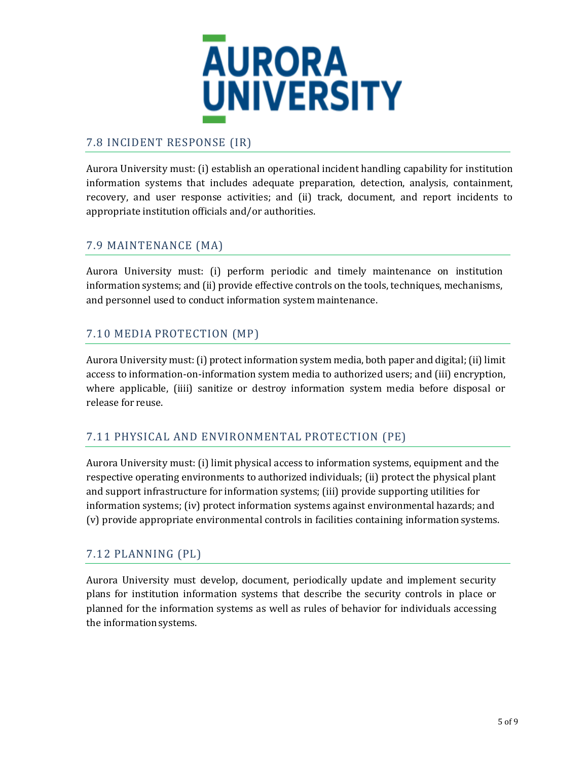## 7.8 INCIDENT RESPONSE (IR)

Aurora University must: (i) establish an operational incident handling capability for institution information systems that includes adequate preparation, detection, analysis, containment, recovery, and user response activities; and (ii) track, document, and report incidents to appropriate institution officials and/or authorities.

## 7.9 MAINTENANCE (MA)

Aurora University must: (i) perform periodic and timely maintenance on institution information systems; and (ii) provide effective controls on the tools, techniques, mechanisms, and personnel used to conduct information system maintenance.

## 7.10 MEDIA PROTECTION (MP)

Aurora University must: (i) protect information system media, both paper and digital; (ii) limit access to information-on-information system media to authorized users; and (iii) encryption, where applicable, (iiii) sanitize or destroy information system media before disposal or release for reuse.

## 7.11 PHYSICAL AND ENVIRONMENTAL PROTECTION (PE)

Aurora University must: (i) limit physical access to information systems, equipment and the respective operating environments to authorized individuals; (ii) protect the physical plant and support infrastructure for information systems; (iii) provide supporting utilities for information systems; (iv) protect information systems against environmental hazards; and (v) provide appropriate environmental controls in facilities containing information systems.

## 7.12 PLANNING (PL)

Aurora University must develop, document, periodically update and implement security plans for institution information systems that describe the security controls in place or planned for the information systems as well as rules of behavior for individuals accessing the information systems.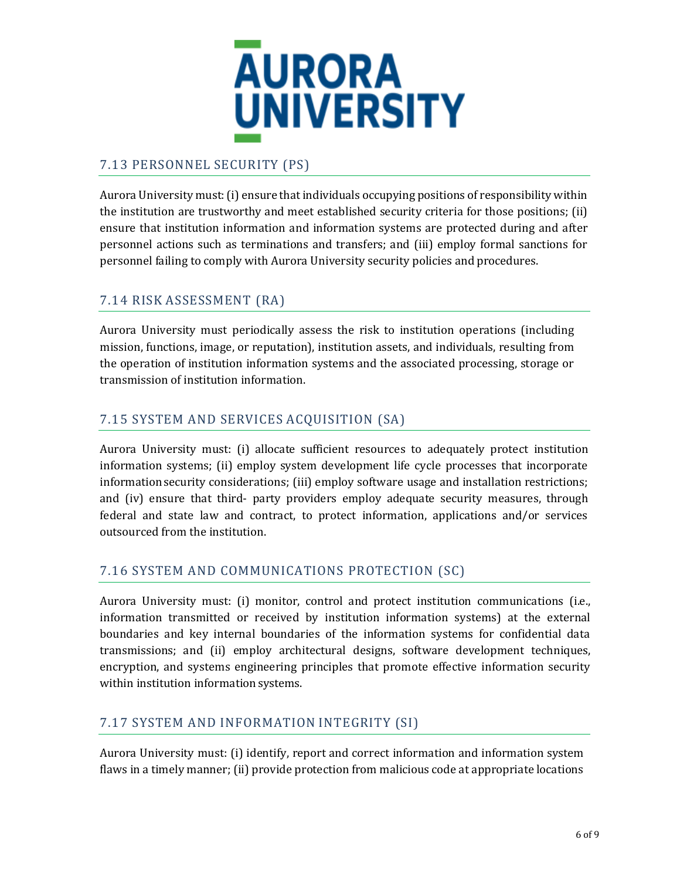## 7.13 PERSONNEL SECURITY (PS)

Aurora University must: (i) ensure that individuals occupying positions of responsibility within the institution are trustworthy and meet established security criteria for those positions; (ii) ensure that institution information and information systems are protected during and after personnel actions such as terminations and transfers; and (iii) employ formal sanctions for personnel failing to comply with Aurora University security policies and procedures.

## 7.14 RISK ASSESSMENT (RA)

Aurora University must periodically assess the risk to institution operations (including mission, functions, image, or reputation), institution assets, and individuals, resulting from the operation of institution information systems and the associated processing, storage or transmission of institution information.

## 7.15 SYSTEM AND SERVICES ACQUISITION (SA)

Aurora University must: (i) allocate sufficient resources to adequately protect institution information systems; (ii) employ system development life cycle processes that incorporate information security considerations; (iii) employ software usage and installation restrictions; and (iv) ensure that third- party providers employ adequate security measures, through federal and state law and contract, to protect information, applications and/or services outsourced from the institution.

## 7.16 SYSTEM AND COMMUNICATIONS PROTECTION (SC)

Aurora University must: (i) monitor, control and protect institution communications (i.e., information transmitted or received by institution information systems) at the external boundaries and key internal boundaries of the information systems for confidential data transmissions; and (ii) employ architectural designs, software development techniques, encryption, and systems engineering principles that promote effective information security within institution information systems.

## 7.17 SYSTEM AND INFORMATION INTEGRITY (SI)

Aurora University must: (i) identify, report and correct information and information system flaws in a timely manner; (ii) provide protection from malicious code at appropriate locations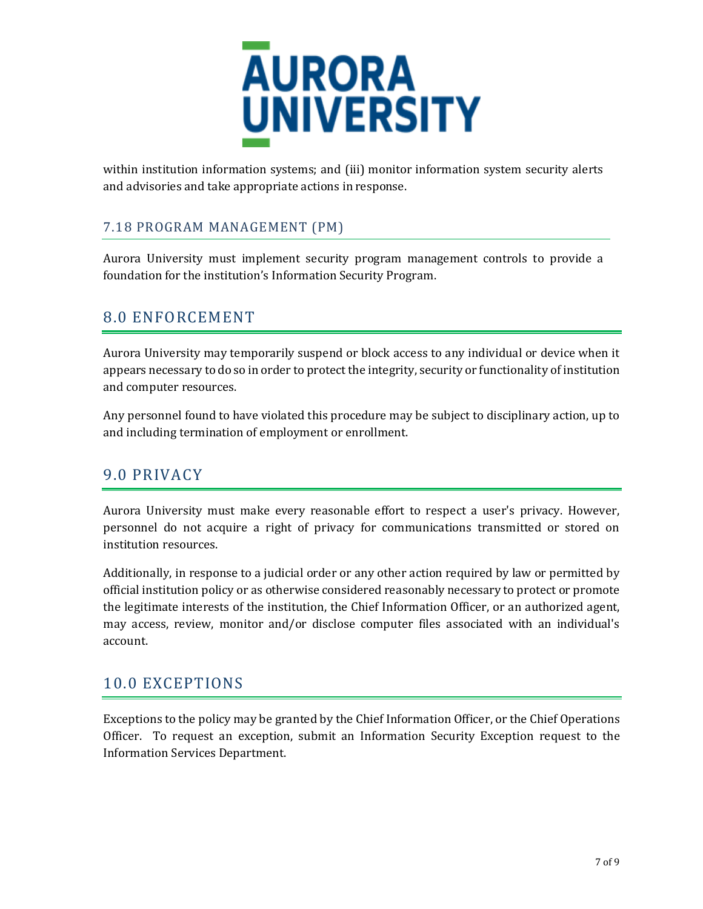within institution information systems; and (iii) monitor information system security alerts and advisories and take appropriate actions in response.

### 7.18 PROGRAM MANAGEMENT (PM)

Aurora University must implement security program management controls to provide a foundation for the institution's Information Security Program.

## 8.0 ENFORCEMENT

Aurora University may temporarily suspend or block access to any individual or device when it appears necessary to do so in order to protect the integrity, security or functionality of institution and computer resources.

Any personnel found to have violated this procedure may be subject to disciplinary action, up to and including termination of employment or enrollment.

## 9.0 PRIVACY

Aurora University must make every reasonable effort to respect a user's privacy. However, personnel do not acquire a right of privacy for communications transmitted or stored on institution resources.

Additionally, in response to a judicial order or any other action required by law or permitted by official institution policy or as otherwise considered reasonably necessary to protect or promote the legitimate interests of the institution, the Chief Information Officer, or an authorized agent, may access, review, monitor and/or disclose computer files associated with an individual's account.

## 10.0 EXCEPTIONS

Exceptions to the policy may be granted by the Chief Information Officer, or the Chief Operations Officer. To request an exception, submit an Information Security Exception request to the Information Services Department.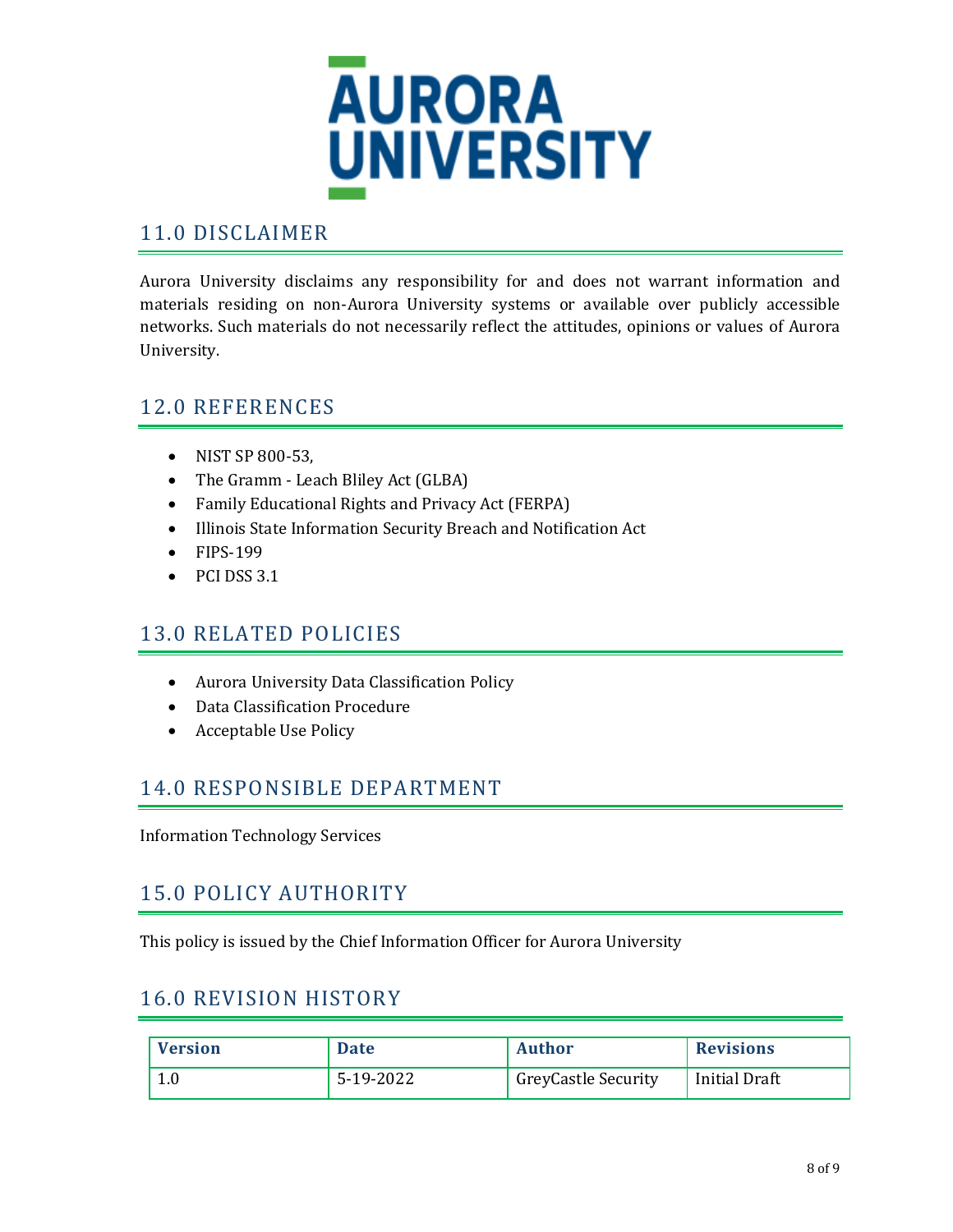## 11.0 DISCLAIMER

Aurora University disclaims any responsibility for and does not warrant information and materials residing on non-Aurora University systems or available over publicly accessible networks. Such materials do not necessarily reflect the attitudes, opinions or values of Aurora University.

## 12.0 REFERENCES

- NIST SP 800-53,
- The Gramm - Leach Bliley Act (GLBA)
- Family Educational Rights and Privacy Act (FERPA)
- Illinois State Information Security Breach and Notification Act
- FIPS-199
- PCI DSS 3.1

## 13.0 RELATED POLICIES

- Aurora University Data Classification Policy
- Data Classification Procedure
- Acceptable Use Policy

## 14.0 RESPONSIBLE DEPARTMENT

Information Technology Services

## 15.0 POLICY AUTHORITY

This policy is issued by the Chief Information Officer for Aurora University

## 16.0 REVISION HISTORY

| Version | Date | Author | Revisions |
| --- | --- | --- | --- |
| 1.0 | 5-19-2022 | GreyCastle Security | Initial Draft |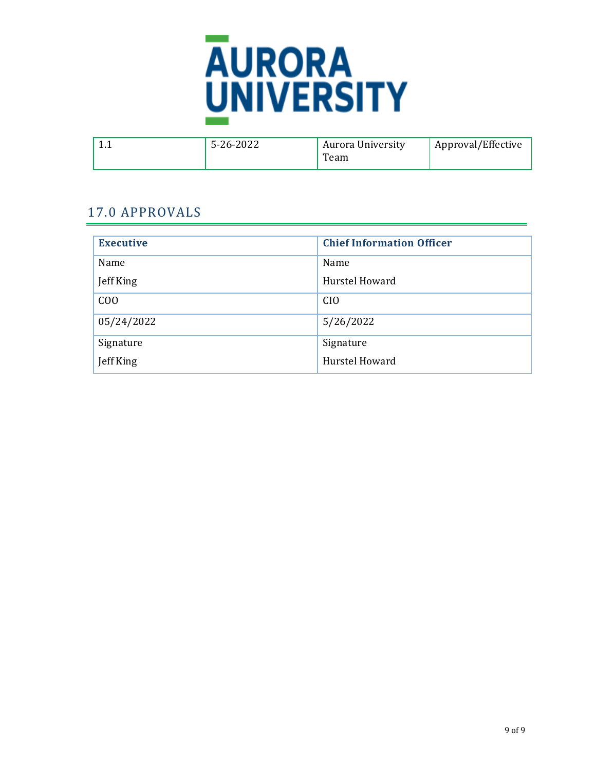AURORA UNIVERSITY

| | | | |
|---|---|---|---|
| 1.1 | 5-26-2022 | Aurora University Team | Approval/Effective |

## 17.0 APPROVALS

| **Executive** | **Chief Information Officer** |
|---|---|
| Name<br>Jeff King | Name<br>Hurstel Howard |
| COO | CIO |
| 05/24/2022 | 5/26/2022 |
| Signature<br>Jeff King | Signature<br>Hurstel Howard |